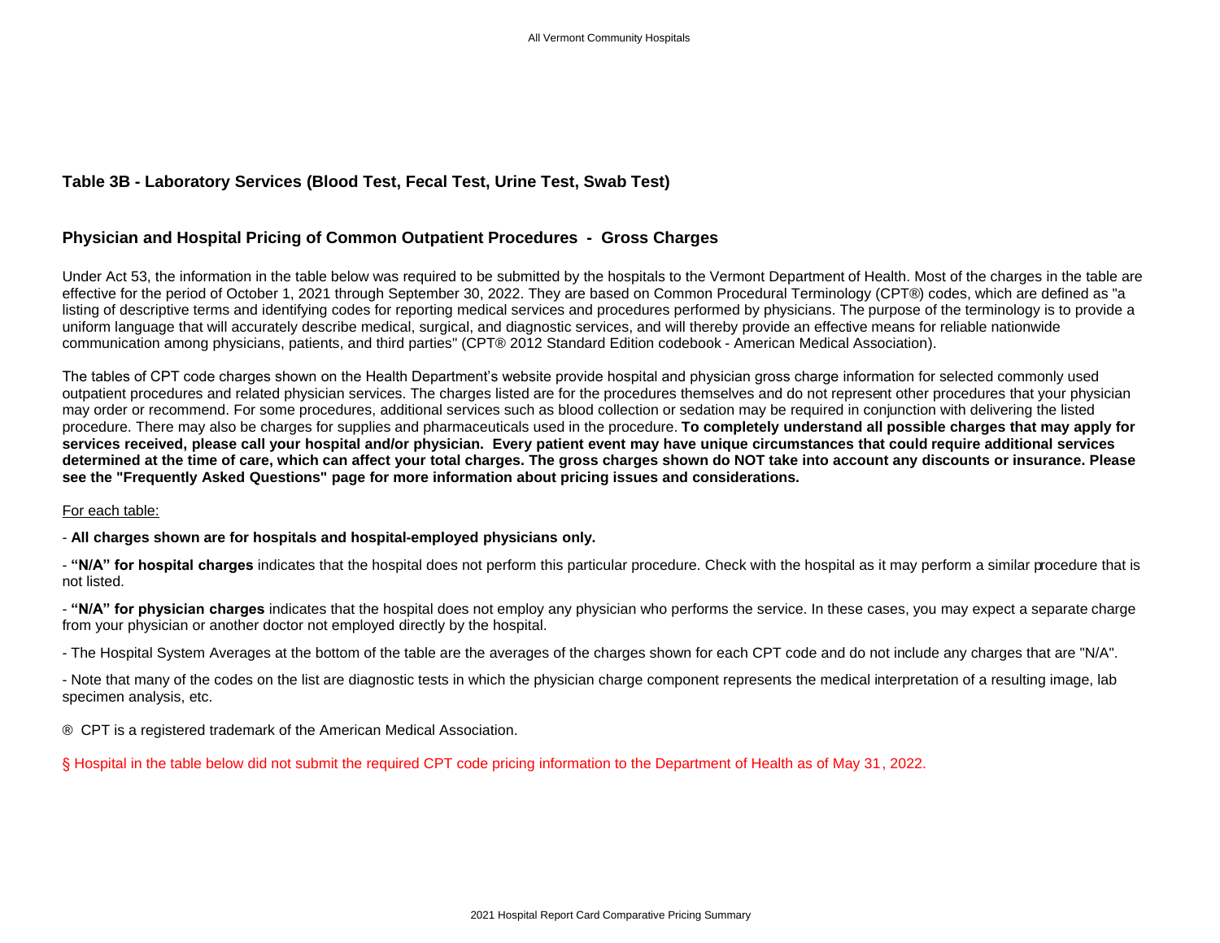## Table 3B - Laboratory Services (Blood Test, Fecal Test, Urine Test, Swab Test)

## Physician and Hospital Pricing of Common Outpatient Procedures - Gross Charges

Under Act 53, the information in the table below was required to be submitted by the hospitals to the Vermont Department of Health. Most of the charges in the table are effective for the period of October 1, 2021 through September 30, 2022. They are based on Common Procedural Terminology (CPT®) codes, which are defined as "a listing of descriptive terms and identifying codes for reporting medical services and procedures performed by physicians. The purpose of the terminology is to provide a uniform language that will accurately describe medical, surgical, and diagnostic services, and will thereby provide an effective means for reliable nationwide communication among physicians, patients, and third parties" (CPT® 2012 Standard Edition codebook - American Medical Association).

The tables of CPT code charges shown on the Health Department's website provide hospital and physician gross charge information for selected commonly used outpatient procedures and related physician services. The charges listed are for the procedures themselves and do not represent other procedures that your physician may order or recommend. For some procedures, additional services such as blood collection or sedation may be required in conjunction with delivering the listed procedure. There may also be charges for supplies and pharmaceuticals used in the procedure. **To completely understand all possible charges that may apply for services received, please call your hospital and/or physician. Every patient event may have unique circumstances that could require additional services determined at the time of care, which can affect your total charges. The gross charges shown do NOT take into account any discounts or insurance. Please see the "Frequently Asked Questions" page for more information about pricing issues and considerations.**

For each table:

- **All charges shown are for hospitals and hospital-employed physicians only.**

- **"N/A" for hospital charges** indicates that the hospital does not perform this particular procedure. Check with the hospital as it may perform a similar procedure that is not listed.

- **"N/A" for physician charges** indicates that the hospital does not employ any physician who performs the service. In these cases, you may expect a separate charge from your physician or another doctor not employed directly by the hospital.

- The Hospital System Averages at the bottom of the table are the averages of the charges shown for each CPT code and do not include any charges that are "N/A".

- Note that many of the codes on the list are diagnostic tests in which the physician charge component represents the medical interpretation of a resulting image, lab specimen analysis, etc.

® CPT is a registered trademark of the American Medical Association.

§ Hospital in the table below did not submit the required CPT code pricing information to the Department of Health as of May 31, 2022.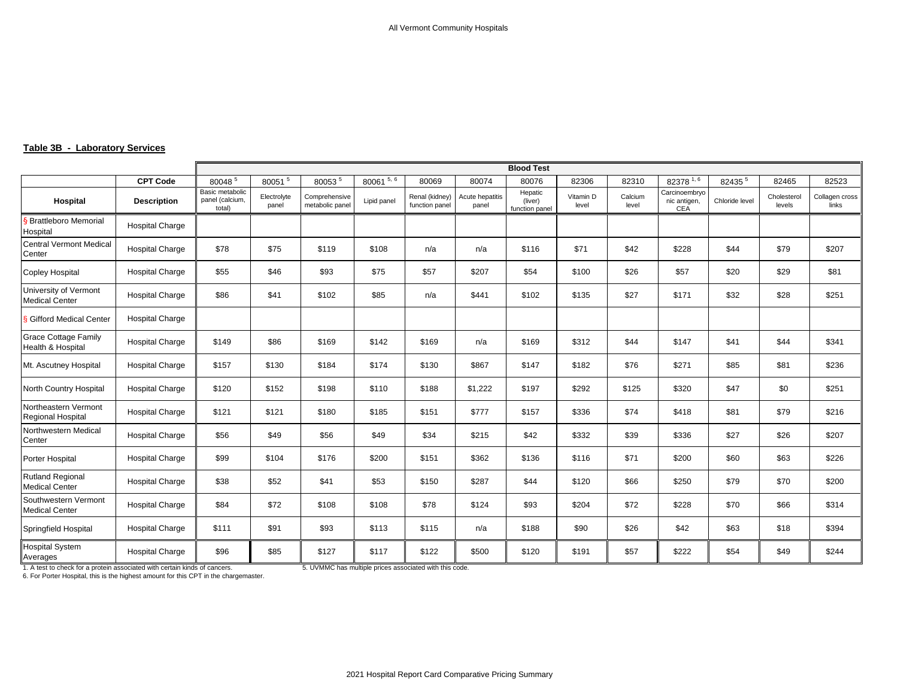## Table 3B - Laboratory Services

| | | Blood Test | | | | | | | | | | | | |
|---|---|---|---|---|---|---|---|---|---|---|---|---|---|---|
| | **CPT Code** | 80048 [5] | 80051 [5] | 80053 [5] | 80061 [5, 6] | 80069 | 80074 | 80076 | 82306 | 82310 | 82378 [1, 6] | 82435 [5] | 82465 | 82523 |
| **Hospital** | **Description** | Basic metabolic panel (calcium, total) | Electrolyte panel | Comprehensive metabolic panel | Lipid panel | Renal (kidney) function panel | Acute hepatitis panel | Hepatic (liver) function panel | Vitamin D level | Calcium level | Carcinoembryonic antigen, CEA | Chloride level | Cholesterol levels | Collagen cross links |
| § Brattleboro Memorial Hospital | Hospital Charge | | | | | | | | | | | | | |
| Central Vermont Medical Center | Hospital Charge | $78 | $75 | $119 | $108 | n/a | n/a | $116 | $71 | $42 | $228 | $44 | $79 | $207 |
| Copley Hospital | Hospital Charge | $55 | $46 | $93 | $75 | $57 | $207 | $54 | $100 | $26 | $57 | $20 | $29 | $81 |
| University of Vermont Medical Center | Hospital Charge | $86 | $41 | $102 | $85 | n/a | $441 | $102 | $135 | $27 | $171 | $32 | $28 | $251 |
| § Gifford Medical Center | Hospital Charge | | | | | | | | | | | | | |
| Grace Cottage Family Health & Hospital | Hospital Charge | $149 | $86 | $169 | $142 | $169 | n/a | $169 | $312 | $44 | $147 | $41 | $44 | $341 |
| Mt. Ascutney Hospital | Hospital Charge | $157 | $130 | $184 | $174 | $130 | $867 | $147 | $182 | $76 | $271 | $85 | $81 | $236 |
| North Country Hospital | Hospital Charge | $120 | $152 | $198 | $110 | $188 | $1,222 | $197 | $292 | $125 | $320 | $47 | $0 | $251 |
| Northeastern Vermont Regional Hospital | Hospital Charge | $121 | $121 | $180 | $185 | $151 | $777 | $157 | $336 | $74 | $418 | $81 | $79 | $216 |
| Northwestern Medical Center | Hospital Charge | $56 | $49 | $56 | $49 | $34 | $215 | $42 | $332 | $39 | $336 | $27 | $26 | $207 |
| Porter Hospital | Hospital Charge | $99 | $104 | $176 | $200 | $151 | $362 | $136 | $116 | $71 | $200 | $60 | $63 | $226 |
| Rutland Regional Medical Center | Hospital Charge | $38 | $52 | $41 | $53 | $150 | $287 | $44 | $120 | $66 | $250 | $79 | $70 | $200 |
| Southwestern Vermont Medical Center | Hospital Charge | $84 | $72 | $108 | $108 | $78 | $124 | $93 | $204 | $72 | $228 | $70 | $66 | $314 |
| Springfield Hospital | Hospital Charge | $111 | $91 | $93 | $113 | $115 | n/a | $188 | $90 | $26 | $42 | $63 | $18 | $394 |
| Hospital System Averages | Hospital Charge | $96 | $85 | $127 | $117 | $122 | $500 | $120 | $191 | $57 | $222 | $54 | $49 | $244 |

1. A test to check for a protein associated with certain kinds of cancers.
5. UVMMC has multiple prices associated with this code.
6. For Porter Hospital, this is the highest amount for this CPT in the chargemaster.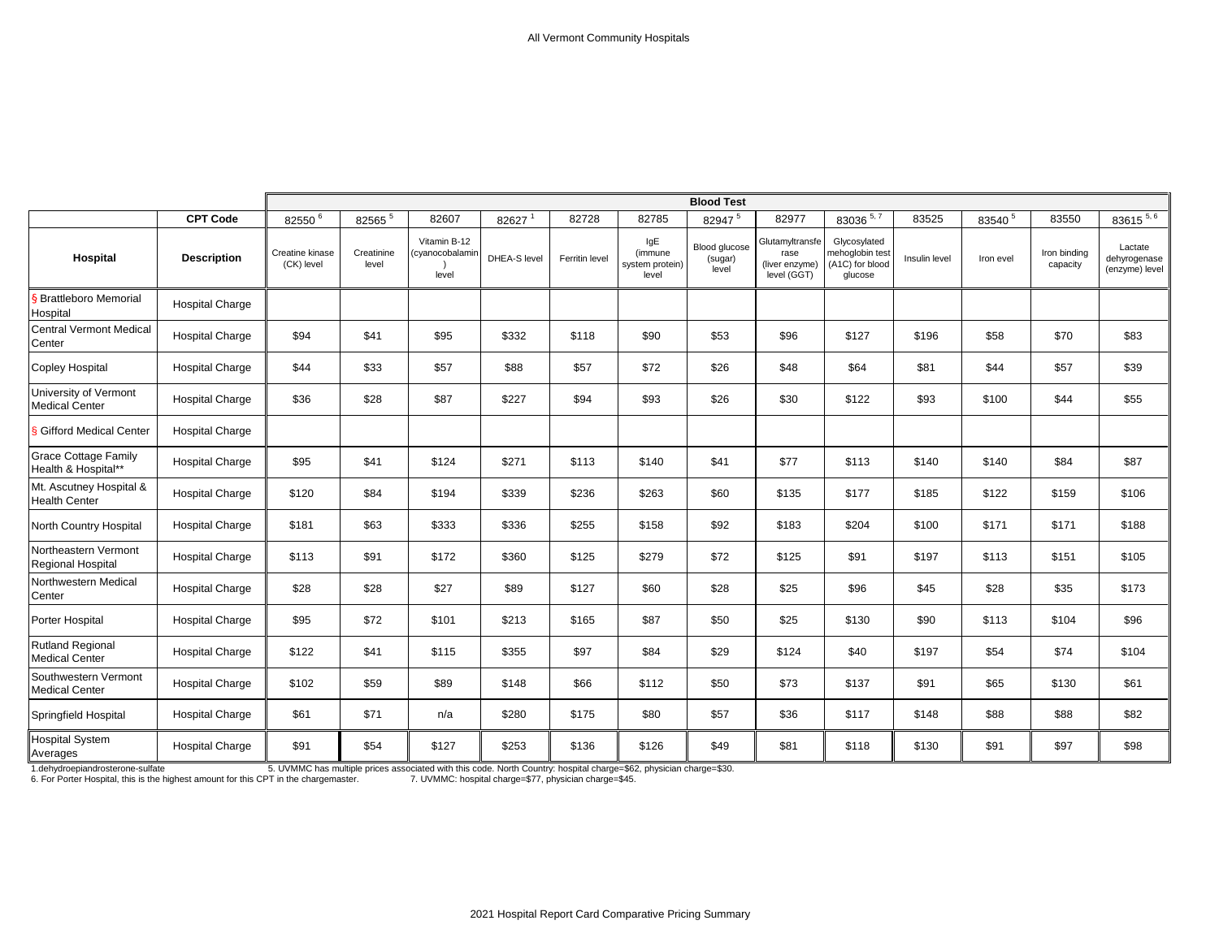All Vermont Community Hospitals

| | | Blood Test | | | | | | | | | | | | |
|---|---|---|---|---|---|---|---|---|---|---|---|---|---|---|
| | **CPT Code** | 82550 [6] | 82565 [5] | 82607 | 82627 [1] | 82728 | 82785 | 82947 [5] | 82977 | 83036 [5, 7] | 83525 | 83540 [5] | 83550 | 83615 [5, 6] |
| **Hospital** | **Description** | Creatine kinase (CK) level | Creatinine level | Vitamin B-12 (cyanocobalamin) level | DHEA-S level | Ferritin level | IgE (immune system protein) level | Blood glucose (sugar) level | Glutamyltransferase (liver enzyme) level (GGT) | Glycosylated mehoglobin test (A1C) for blood glucose | Insulin level | Iron evel | Iron binding capacity | Lactate dehyrogenase (enzyme) level |
| § Brattleboro Memorial Hospital | Hospital Charge | | | | | | | | | | | | | |
| Central Vermont Medical Center | Hospital Charge | $94 | $41 | $95 | $332 | $118 | $90 | $53 | $96 | $127 | $196 | $58 | $70 | $83 |
| Copley Hospital | Hospital Charge | $44 | $33 | $57 | $88 | $57 | $72 | $26 | $48 | $64 | $81 | $44 | $57 | $39 |
| University of Vermont Medical Center | Hospital Charge | $36 | $28 | $87 | $227 | $94 | $93 | $26 | $30 | $122 | $93 | $100 | $44 | $55 |
| § Gifford Medical Center | Hospital Charge | | | | | | | | | | | | | |
| Grace Cottage Family Health & Hospital** | Hospital Charge | $95 | $41 | $124 | $271 | $113 | $140 | $41 | $77 | $113 | $140 | $140 | $84 | $87 |
| Mt. Ascutney Hospital & Health Center | Hospital Charge | $120 | $84 | $194 | $339 | $236 | $263 | $60 | $135 | $177 | $185 | $122 | $159 | $106 |
| North Country Hospital | Hospital Charge | $181 | $63 | $333 | $336 | $255 | $158 | $92 | $183 | $204 | $100 | $171 | $171 | $188 |
| Northeastern Vermont Regional Hospital | Hospital Charge | $113 | $91 | $172 | $360 | $125 | $279 | $72 | $125 | $91 | $197 | $113 | $151 | $105 |
| Northwestern Medical Center | Hospital Charge | $28 | $28 | $27 | $89 | $127 | $60 | $28 | $25 | $96 | $45 | $28 | $35 | $173 |
| Porter Hospital | Hospital Charge | $95 | $72 | $101 | $213 | $165 | $87 | $50 | $25 | $130 | $90 | $113 | $104 | $96 |
| Rutland Regional Medical Center | Hospital Charge | $122 | $41 | $115 | $355 | $97 | $84 | $29 | $124 | $40 | $197 | $54 | $74 | $104 |
| Southwestern Vermont Medical Center | Hospital Charge | $102 | $59 | $89 | $148 | $66 | $112 | $50 | $73 | $137 | $91 | $65 | $130 | $61 |
| Springfield Hospital | Hospital Charge | $61 | $71 | n/a | $280 | $175 | $80 | $57 | $36 | $117 | $148 | $88 | $88 | $82 |
| Hospital System Averages | Hospital Charge | $91 | $54 | $127 | $253 | $136 | $126 | $49 | $81 | $118 | $130 | $91 | $97 | $98 |

1.dehydroepiandrosterone-sulfate

5. UVMMC has multiple prices associated with this code. North Country: hospital charge=$62, physician charge=$30.

6. For Porter Hospital, this is the highest amount for this CPT in the chargemaster.

7. UVMMC: hospital charge=$77, physician charge=$45.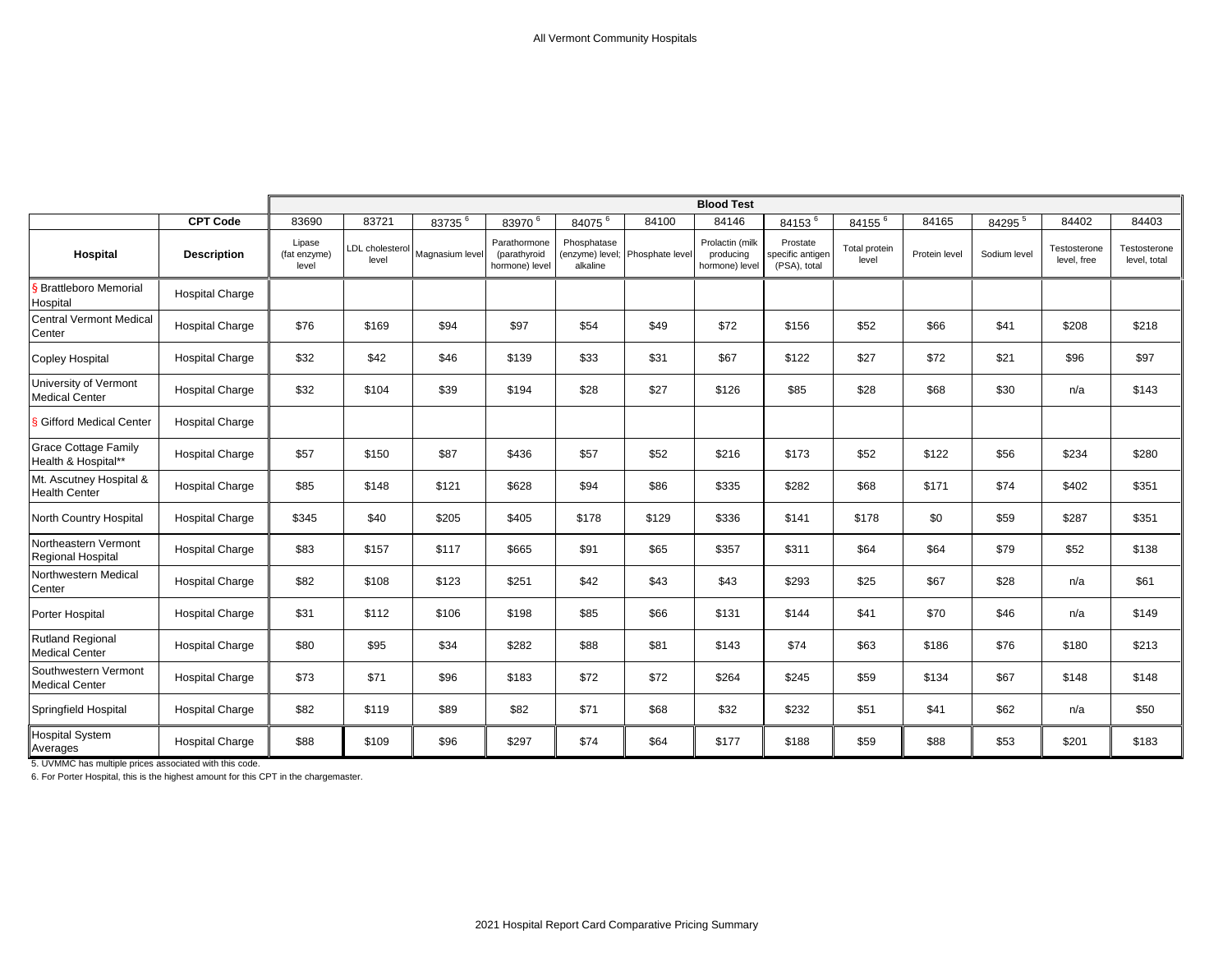All Vermont Community Hospitals

| | CPT Code | Blood Test | | | | | | | | | | | | |
|---|---|---|---|---|---|---|---|---|---|---|---|---|---|---|
| | | 83690 | 83721 | 83735 [6] | 83970 [6] | 84075 [6] | 84100 | 84146 | 84153 [6] | 84155 [6] | 84165 | 84295 [5] | 84402 | 84403 |
| **Hospital** | **Description** | Lipase (fat enzyme) level | LDL cholesterol level | Magnasium level | Parathormone (parathyroid hormone) level | Phosphatase (enzyme) level; alkaline | Phosphate level | Prolactin (milk producing hormone) level | Prostate specific antigen (PSA), total | Total protein level | Protein level | Sodium level | Testosterone level, free | Testosterone level, total |
| § Brattleboro Memorial Hospital | Hospital Charge | | | | | | | | | | | | | |
| Central Vermont Medical Center | Hospital Charge | $76 | $169 | $94 | $97 | $54 | $49 | $72 | $156 | $52 | $66 | $41 | $208 | $218 |
| Copley Hospital | Hospital Charge | $32 | $42 | $46 | $139 | $33 | $31 | $67 | $122 | $27 | $72 | $21 | $96 | $97 |
| University of Vermont Medical Center | Hospital Charge | $32 | $104 | $39 | $194 | $28 | $27 | $126 | $85 | $28 | $68 | $30 | n/a | $143 |
| § Gifford Medical Center | Hospital Charge | | | | | | | | | | | | | |
| Grace Cottage Family Health & Hospital** | Hospital Charge | $57 | $150 | $87 | $436 | $57 | $52 | $216 | $173 | $52 | $122 | $56 | $234 | $280 |
| Mt. Ascutney Hospital & Health Center | Hospital Charge | $85 | $148 | $121 | $628 | $94 | $86 | $335 | $282 | $68 | $171 | $74 | $402 | $351 |
| North Country Hospital | Hospital Charge | $345 | $40 | $205 | $405 | $178 | $129 | $336 | $141 | $178 | $0 | $59 | $287 | $351 |
| Northeastern Vermont Regional Hospital | Hospital Charge | $83 | $157 | $117 | $665 | $91 | $65 | $357 | $311 | $64 | $64 | $79 | $52 | $138 |
| Northwestern Medical Center | Hospital Charge | $82 | $108 | $123 | $251 | $42 | $43 | $43 | $293 | $25 | $67 | $28 | n/a | $61 |
| Porter Hospital | Hospital Charge | $31 | $112 | $106 | $198 | $85 | $66 | $131 | $144 | $41 | $70 | $46 | n/a | $149 |
| Rutland Regional Medical Center | Hospital Charge | $80 | $95 | $34 | $282 | $88 | $81 | $143 | $74 | $63 | $186 | $76 | $180 | $213 |
| Southwestern Vermont Medical Center | Hospital Charge | $73 | $71 | $96 | $183 | $72 | $72 | $264 | $245 | $59 | $134 | $67 | $148 | $148 |
| Springfield Hospital | Hospital Charge | $82 | $119 | $89 | $82 | $71 | $68 | $32 | $232 | $51 | $41 | $62 | n/a | $50 |
| Hospital System Averages | Hospital Charge | $88 | $109 | $96 | $297 | $74 | $64 | $177 | $188 | $59 | $88 | $53 | $201 | $183 |

5. UVMMC has multiple prices associated with this code.

6. For Porter Hospital, this is the highest amount for this CPT in the chargemaster.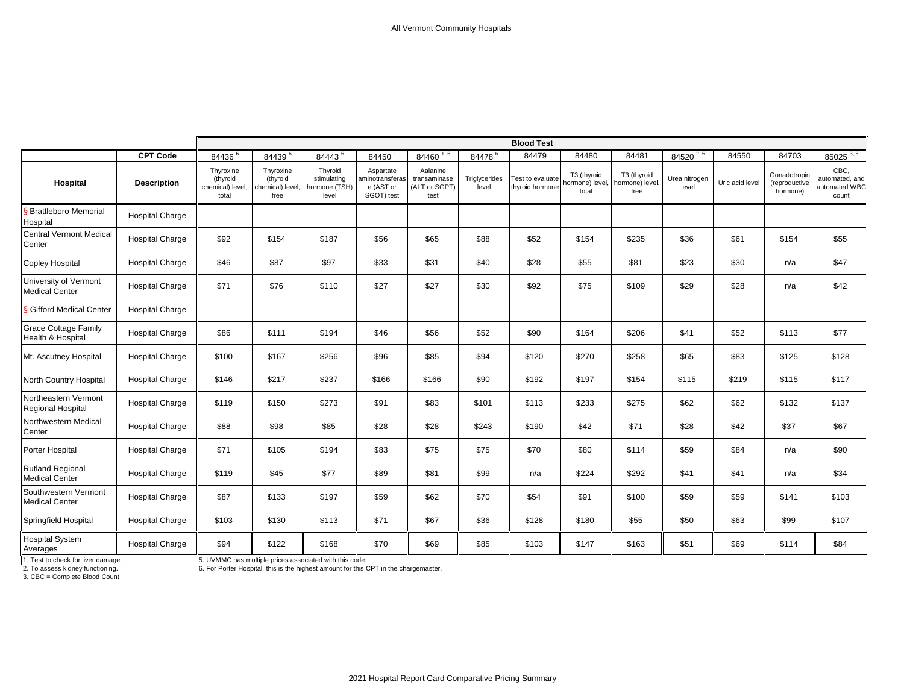All Vermont Community Hospitals

| | CPT Code | Blood Test | | | | | | | | | | | | |
|---|---|---|---|---|---|---|---|---|---|---|---|---|---|---|
| | | 84436 [6] | 84439 [6] | 84443 [6] | 84450 [1] | 84460 [1, 6] | 84478 [6] | 84479 | 84480 | 84481 | 84520 [2, 5] | 84550 | 84703 | 85025 [3, 6] |
| Hospital | Description | Thyroxine (thyroid chemical) level, total | Thyroxine (thyroid chemical) level, free | Thyroid stimulating hormone (TSH) level | Aspartate aminotransferase (AST or SGOT) test | Aalanine transaminase (ALT or SGPT) test | Triglycerides level | Test to evaluate thyroid hormone | T3 (thyroid hormone) level, total | T3 (thyroid hormone) level, free | Urea nitrogen level | Uric acid level | Gonadotropin (reproductive hormone) | CBC, automated, and automated WBC count |
| § Brattleboro Memorial Hospital | Hospital Charge | | | | | | | | | | | | | |
| Central Vermont Medical Center | Hospital Charge | $92 | $154 | $187 | $56 | $65 | $88 | $52 | $154 | $235 | $36 | $61 | $154 | $55 |
| Copley Hospital | Hospital Charge | $46 | $87 | $97 | $33 | $31 | $40 | $28 | $55 | $81 | $23 | $30 | n/a | $47 |
| University of Vermont Medical Center | Hospital Charge | $71 | $76 | $110 | $27 | $27 | $30 | $92 | $75 | $109 | $29 | $28 | n/a | $42 |
| § Gifford Medical Center | Hospital Charge | | | | | | | | | | | | | |
| Grace Cottage Family Health & Hospital | Hospital Charge | $86 | $111 | $194 | $46 | $56 | $52 | $90 | $164 | $206 | $41 | $52 | $113 | $77 |
| Mt. Ascutney Hospital | Hospital Charge | $100 | $167 | $256 | $96 | $85 | $94 | $120 | $270 | $258 | $65 | $83 | $125 | $128 |
| North Country Hospital | Hospital Charge | $146 | $217 | $237 | $166 | $166 | $90 | $192 | $197 | $154 | $115 | $219 | $115 | $117 |
| Northeastern Vermont Regional Hospital | Hospital Charge | $119 | $150 | $273 | $91 | $83 | $101 | $113 | $233 | $275 | $62 | $62 | $132 | $137 |
| Northwestern Medical Center | Hospital Charge | $88 | $98 | $85 | $28 | $28 | $243 | $190 | $42 | $71 | $28 | $42 | $37 | $67 |
| Porter Hospital | Hospital Charge | $71 | $105 | $194 | $83 | $75 | $75 | $70 | $80 | $114 | $59 | $84 | n/a | $90 |
| Rutland Regional Medical Center | Hospital Charge | $119 | $45 | $77 | $89 | $81 | $99 | n/a | $224 | $292 | $41 | $41 | n/a | $34 |
| Southwestern Vermont Medical Center | Hospital Charge | $87 | $133 | $197 | $59 | $62 | $70 | $54 | $91 | $100 | $59 | $59 | $141 | $103 |
| Springfield Hospital | Hospital Charge | $103 | $130 | $113 | $71 | $67 | $36 | $128 | $180 | $55 | $50 | $63 | $99 | $107 |
| Hospital System Averages | Hospital Charge | $94 | $122 | $168 | $70 | $69 | $85 | $103 | $147 | $163 | $51 | $69 | $114 | $84 |

1. Test to check for liver damage.
2. To assess kidney functioning.
3. CBC = Complete Blood Count
5. UVMMC has multiple prices associated with this code.
6. For Porter Hospital, this is the highest amount for this CPT in the chargemaster.

2021 Hospital Report Card Comparative Pricing Summary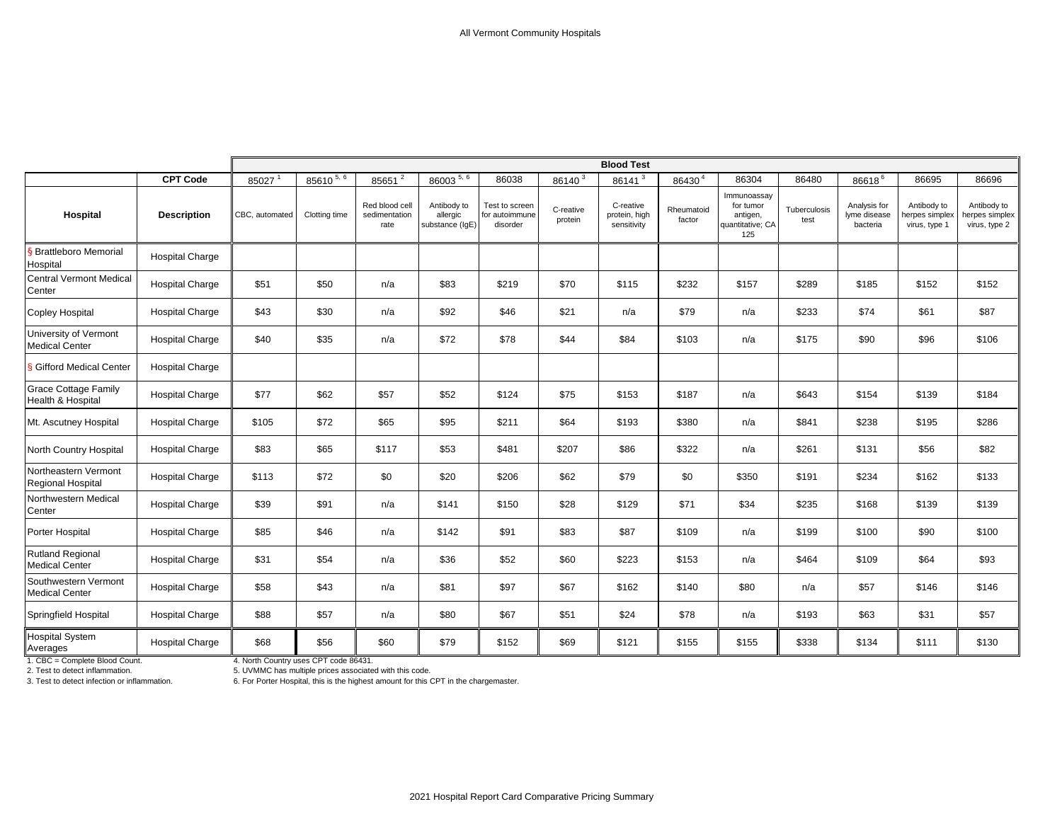## All Vermont Community Hospitals

| | | Blood Test | | | | | | | | | | | | |
|---|---|---|---|---|---|---|---|---|---|---|---|---|---|---|
| | **CPT Code** | 85027 [1] | 85610 [5, 6] | 85651 [2] | 86003 [5, 6] | 86038 | 86140 [3] | 86141 [3] | 86430 [4] | 86304 | 86480 | 86618 [6] | 86695 | 86696 |
| **Hospital** | **Description** | CBC, automated | Clotting time | Red blood cell sedimentation rate | Antibody to allergic substance (IgE) | Test to screen for autoimmune disorder | C-reative protein | C-reative protein, high sensitivity | Rheumatoid factor | Immunoassay for tumor antigen, quantitative; CA 125 | Tuberculosis test | Analysis for lyme disease bacteria | Antibody to herpes simplex virus, type 1 | Antibody to herpes simplex virus, type 2 |
| § Brattleboro Memorial Hospital | Hospital Charge | | | | | | | | | | | | | |
| Central Vermont Medical Center | Hospital Charge | $51 | $50 | n/a | $83 | $219 | $70 | $115 | $232 | $157 | $289 | $185 | $152 | $152 |
| Copley Hospital | Hospital Charge | $43 | $30 | n/a | $92 | $46 | $21 | n/a | $79 | n/a | $233 | $74 | $61 | $87 |
| University of Vermont Medical Center | Hospital Charge | $40 | $35 | n/a | $72 | $78 | $44 | $84 | $103 | n/a | $175 | $90 | $96 | $106 |
| § Gifford Medical Center | Hospital Charge | | | | | | | | | | | | | |
| Grace Cottage Family Health & Hospital | Hospital Charge | $77 | $62 | $57 | $52 | $124 | $75 | $153 | $187 | n/a | $643 | $154 | $139 | $184 |
| Mt. Ascutney Hospital | Hospital Charge | $105 | $72 | $65 | $95 | $211 | $64 | $193 | $380 | n/a | $841 | $238 | $195 | $286 |
| North Country Hospital | Hospital Charge | $83 | $65 | $117 | $53 | $481 | $207 | $86 | $322 | n/a | $261 | $131 | $56 | $82 |
| Northeastern Vermont Regional Hospital | Hospital Charge | $113 | $72 | $0 | $20 | $206 | $62 | $79 | $0 | $350 | $191 | $234 | $162 | $133 |
| Northwestern Medical Center | Hospital Charge | $39 | $91 | n/a | $141 | $150 | $28 | $129 | $71 | $34 | $235 | $168 | $139 | $139 |
| Porter Hospital | Hospital Charge | $85 | $46 | n/a | $142 | $91 | $83 | $87 | $109 | n/a | $199 | $100 | $90 | $100 |
| Rutland Regional Medical Center | Hospital Charge | $31 | $54 | n/a | $36 | $52 | $60 | $223 | $153 | n/a | $464 | $109 | $64 | $93 |
| Southwestern Vermont Medical Center | Hospital Charge | $58 | $43 | n/a | $81 | $97 | $67 | $162 | $140 | $80 | n/a | $57 | $146 | $146 |
| Springfield Hospital | Hospital Charge | $88 | $57 | n/a | $80 | $67 | $51 | $24 | $78 | n/a | $193 | $63 | $31 | $57 |
| Hospital System Averages | Hospital Charge | $68 | $56 | $60 | $79 | $152 | $69 | $121 | $155 | $155 | $338 | $134 | $111 | $130 |

1. CBC = Complete Blood Count.
2. Test to detect inflammation.
3. Test to detect infection or inflammation.
4. North Country uses CPT code 86431.
5. UVMMC has multiple prices associated with this code.
6. For Porter Hospital, this is the highest amount for this CPT in the chargemaster.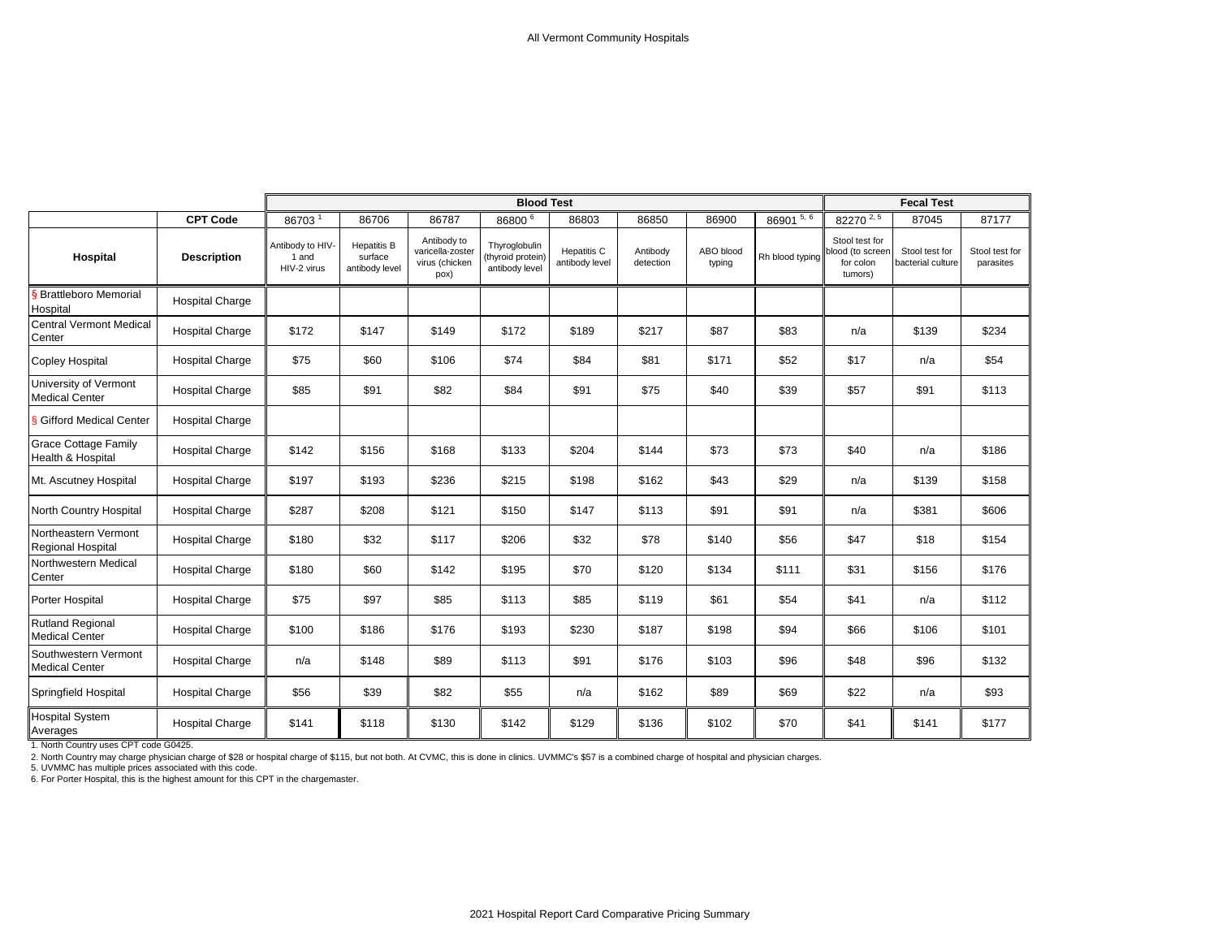All Vermont Community Hospitals

| | | Blood Test | | | | | | | | Fecal Test | | |
|---|---|---|---|---|---|---|---|---|---|---|---|---|
| | CPT Code | 86703 [1] | 86706 | 86787 | 86800 [6] | 86803 | 86850 | 86900 | 86901 [5, 6] | 82270 [2, 5] | 87045 | 87177 |
| Hospital | Description | Antibody to HIV-1 and HIV-2 virus | Hepatitis B surface antibody level | Antibody to varicella-zoster virus (chicken pox) | Thyroglobulin (thyroid protein) antibody level | Hepatitis C antibody level | Antibody detection | ABO blood typing | Rh blood typing | Stool test for blood (to screen for colon tumors) | Stool test for bacterial culture | Stool test for parasites |
| § Brattleboro Memorial Hospital | Hospital Charge | | | | | | | | | | | |
| Central Vermont Medical Center | Hospital Charge | $172 | $147 | $149 | $172 | $189 | $217 | $87 | $83 | n/a | $139 | $234 |
| Copley Hospital | Hospital Charge | $75 | $60 | $106 | $74 | $84 | $81 | $171 | $52 | $17 | n/a | $54 |
| University of Vermont Medical Center | Hospital Charge | $85 | $91 | $82 | $84 | $91 | $75 | $40 | $39 | $57 | $91 | $113 |
| § Gifford Medical Center | Hospital Charge | | | | | | | | | | | |
| Grace Cottage Family Health & Hospital | Hospital Charge | $142 | $156 | $168 | $133 | $204 | $144 | $73 | $73 | $40 | n/a | $186 |
| Mt. Ascutney Hospital | Hospital Charge | $197 | $193 | $236 | $215 | $198 | $162 | $43 | $29 | n/a | $139 | $158 |
| North Country Hospital | Hospital Charge | $287 | $208 | $121 | $150 | $147 | $113 | $91 | $91 | n/a | $381 | $606 |
| Northeastern Vermont Regional Hospital | Hospital Charge | $180 | $32 | $117 | $206 | $32 | $78 | $140 | $56 | $47 | $18 | $154 |
| Northwestern Medical Center | Hospital Charge | $180 | $60 | $142 | $195 | $70 | $120 | $134 | $111 | $31 | $156 | $176 |
| Porter Hospital | Hospital Charge | $75 | $97 | $85 | $113 | $85 | $119 | $61 | $54 | $41 | n/a | $112 |
| Rutland Regional Medical Center | Hospital Charge | $100 | $186 | $176 | $193 | $230 | $187 | $198 | $94 | $66 | $106 | $101 |
| Southwestern Vermont Medical Center | Hospital Charge | n/a | $148 | $89 | $113 | $91 | $176 | $103 | $96 | $48 | $96 | $132 |
| Springfield Hospital | Hospital Charge | $56 | $39 | $82 | $55 | n/a | $162 | $89 | $69 | $22 | n/a | $93 |
| Hospital System Averages | Hospital Charge | $141 | $118 | $130 | $142 | $129 | $136 | $102 | $70 | $41 | $141 | $177 |

1. North Country uses CPT code G0425.

2. North Country may charge physician charge of $28 or hospital charge of $115, but not both. At CVMC, this is done in clinics. UVMMC's $57 is a combined charge of hospital and physician charges.

5. UVMMC has multiple prices associated with this code.

6. For Porter Hospital, this is the highest amount for this CPT in the chargemaster.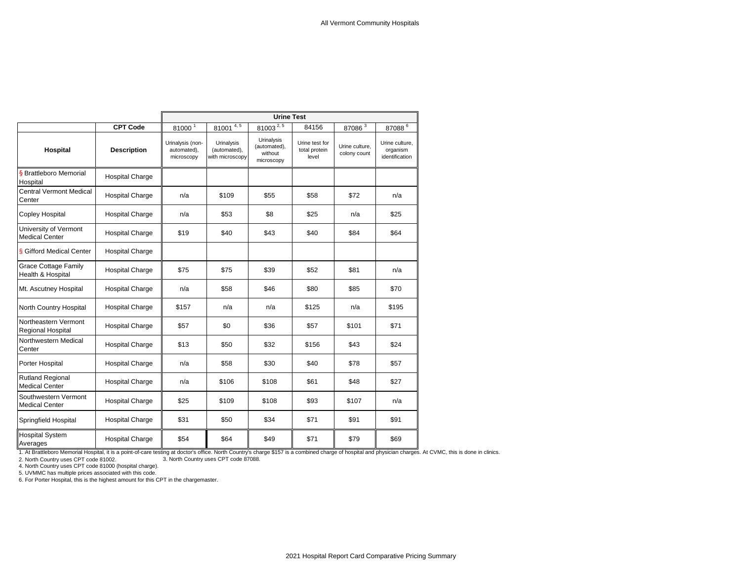| | | Urine Test | | | | | |
|---|---|---|---|---|---|---|---|
| | **CPT Code** | 81000 [1] | 81001 [4, 5] | 81003 [2, 5] | 84156 | 87086 [3] | 87088 [6] |
| **Hospital** | **Description** | Urinalysis (non-automated), microscopy | Urinalysis (automated), with microscopy | Urinalysis (automated), without microscopy | Urine test for total protein level | Urine culture, colony count | Urine culture, organism identification |
| § Brattleboro Memorial Hospital | Hospital Charge | | | | | | |
| Central Vermont Medical Center | Hospital Charge | n/a | $109 | $55 | $58 | $72 | n/a |
| Copley Hospital | Hospital Charge | n/a | $53 | $8 | $25 | n/a | $25 |
| University of Vermont Medical Center | Hospital Charge | $19 | $40 | $43 | $40 | $84 | $64 |
| § Gifford Medical Center | Hospital Charge | | | | | | |
| Grace Cottage Family Health & Hospital | Hospital Charge | $75 | $75 | $39 | $52 | $81 | n/a |
| Mt. Ascutney Hospital | Hospital Charge | n/a | $58 | $46 | $80 | $85 | $70 |
| North Country Hospital | Hospital Charge | $157 | n/a | n/a | $125 | n/a | $195 |
| Northeastern Vermont Regional Hospital | Hospital Charge | $57 | $0 | $36 | $57 | $101 | $71 |
| Northwestern Medical Center | Hospital Charge | $13 | $50 | $32 | $156 | $43 | $24 |
| Porter Hospital | Hospital Charge | n/a | $58 | $30 | $40 | $78 | $57 |
| Rutland Regional Medical Center | Hospital Charge | n/a | $106 | $108 | $61 | $48 | $27 |
| Southwestern Vermont Medical Center | Hospital Charge | $25 | $109 | $108 | $93 | $107 | n/a |
| Springfield Hospital | Hospital Charge | $31 | $50 | $34 | $71 | $91 | $91 |
| Hospital System Averages | Hospital Charge | $54 | $64 | $49 | $71 | $79 | $69 |

1. At Brattleboro Memorial Hospital, it is a point-of-care testing at doctor's office. North Country's charge $157 is a combined charge of hospital and physician charges. At CVMC, this is done in clinics.
2. North Country uses CPT code 81002.
3. North Country uses CPT code 87088.
4. North Country uses CPT code 81000 (hospital charge).
5. UVMMC has multiple prices associated with this code.
6. For Porter Hospital, this is the highest amount for this CPT in the chargemaster.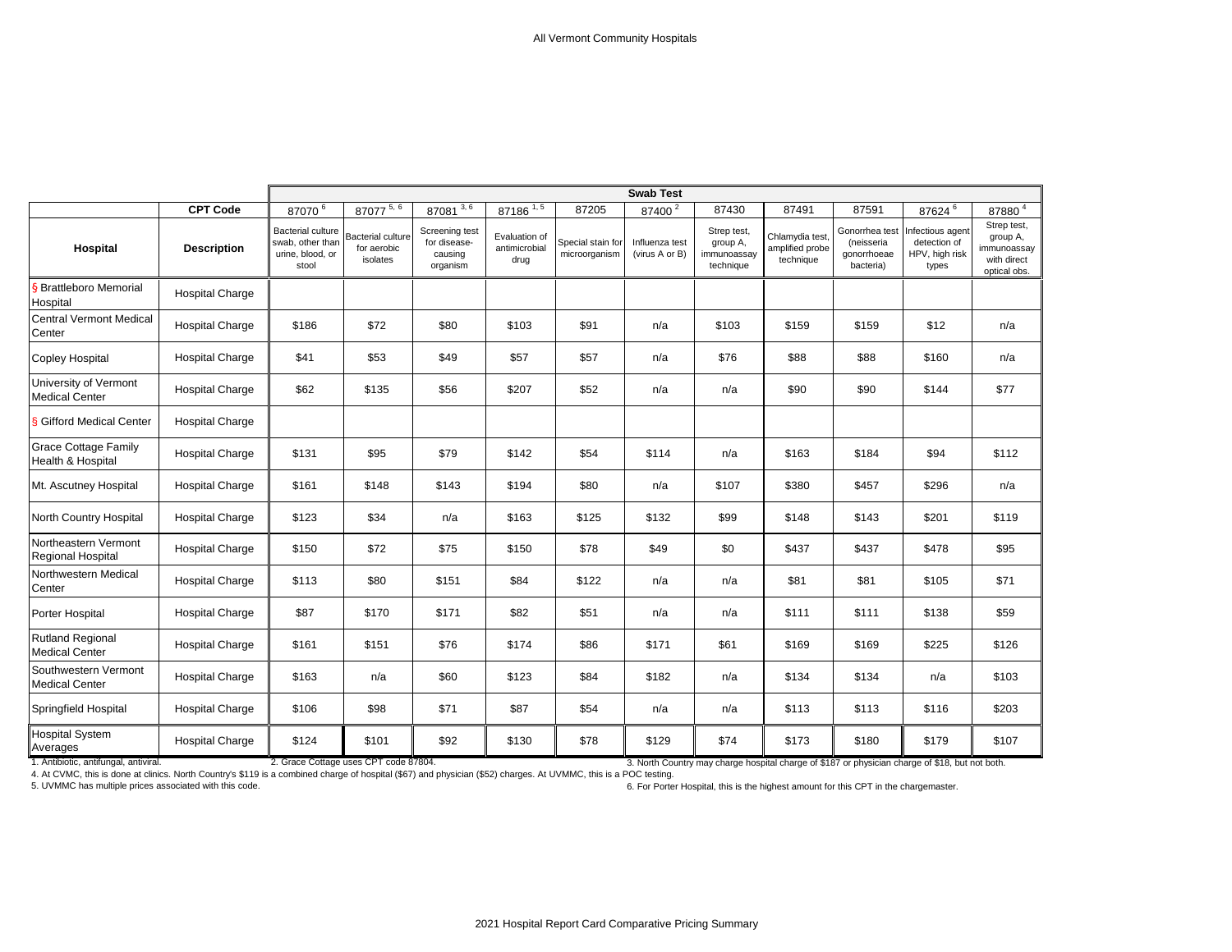All Vermont Community Hospitals

| | | Swab Test | | | | | | | | | | |
|---|---|---|---|---|---|---|---|---|---|---|---|---|
| | **CPT Code** | 87070 [6] | 87077 [5, 6] | 87081 [3, 6] | 87186 [1, 5] | 87205 | 87400 [2] | 87430 | 87491 | 87591 | 87624 [6] | 87880 [4] |
| **Hospital** | **Description** | Bacterial culture swab, other than urine, blood, or stool | Bacterial culture for aerobic isolates | Screening test for disease-causing organism | Evaluation of antimicrobial drug | Special stain for microorganism | Influenza test (virus A or B) | Strep test, group A, immunoassay technique | Chlamydia test, amplified probe technique | Gonorrhea test (neisseria gonorrhoeae bacteria) | Infectious agent detection of HPV, high risk types | Strep test, group A, immunoassay with direct optical obs. |
| § Brattleboro Memorial Hospital | Hospital Charge | | | | | | | | | | | |
| Central Vermont Medical Center | Hospital Charge | $186 | $72 | $80 | $103 | $91 | n/a | $103 | $159 | $159 | $12 | n/a |
| Copley Hospital | Hospital Charge | $41 | $53 | $49 | $57 | $57 | n/a | $76 | $88 | $88 | $160 | n/a |
| University of Vermont Medical Center | Hospital Charge | $62 | $135 | $56 | $207 | $52 | n/a | n/a | $90 | $90 | $144 | $77 |
| § Gifford Medical Center | Hospital Charge | | | | | | | | | | | |
| Grace Cottage Family Health & Hospital | Hospital Charge | $131 | $95 | $79 | $142 | $54 | $114 | n/a | $163 | $184 | $94 | $112 |
| Mt. Ascutney Hospital | Hospital Charge | $161 | $148 | $143 | $194 | $80 | n/a | $107 | $380 | $457 | $296 | n/a |
| North Country Hospital | Hospital Charge | $123 | $34 | n/a | $163 | $125 | $132 | $99 | $148 | $143 | $201 | $119 |
| Northeastern Vermont Regional Hospital | Hospital Charge | $150 | $72 | $75 | $150 | $78 | $49 | $0 | $437 | $437 | $478 | $95 |
| Northwestern Medical Center | Hospital Charge | $113 | $80 | $151 | $84 | $122 | n/a | n/a | $81 | $81 | $105 | $71 |
| Porter Hospital | Hospital Charge | $87 | $170 | $171 | $82 | $51 | n/a | n/a | $111 | $111 | $138 | $59 |
| Rutland Regional Medical Center | Hospital Charge | $161 | $151 | $76 | $174 | $86 | $171 | $61 | $169 | $169 | $225 | $126 |
| Southwestern Vermont Medical Center | Hospital Charge | $163 | n/a | $60 | $123 | $84 | $182 | n/a | $134 | $134 | n/a | $103 |
| Springfield Hospital | Hospital Charge | $106 | $98 | $71 | $87 | $54 | n/a | n/a | $113 | $113 | $116 | $203 |
| Hospital System Averages | Hospital Charge | $124 | $101 | $92 | $130 | $78 | $129 | $74 | $173 | $180 | $179 | $107 |

1. Antibiotic, antifungal, antiviral.
2. Grace Cottage uses CPT code 87804.
3. North Country may charge hospital charge of $187 or physician charge of $18, but not both.
4. At CVMC, this is done at clinics. North Country's $119 is a combined charge of hospital ($67) and physician ($52) charges. At UVMMC, this is a POC testing.
5. UVMMC has multiple prices associated with this code.
6. For Porter Hospital, this is the highest amount for this CPT in the chargemaster.